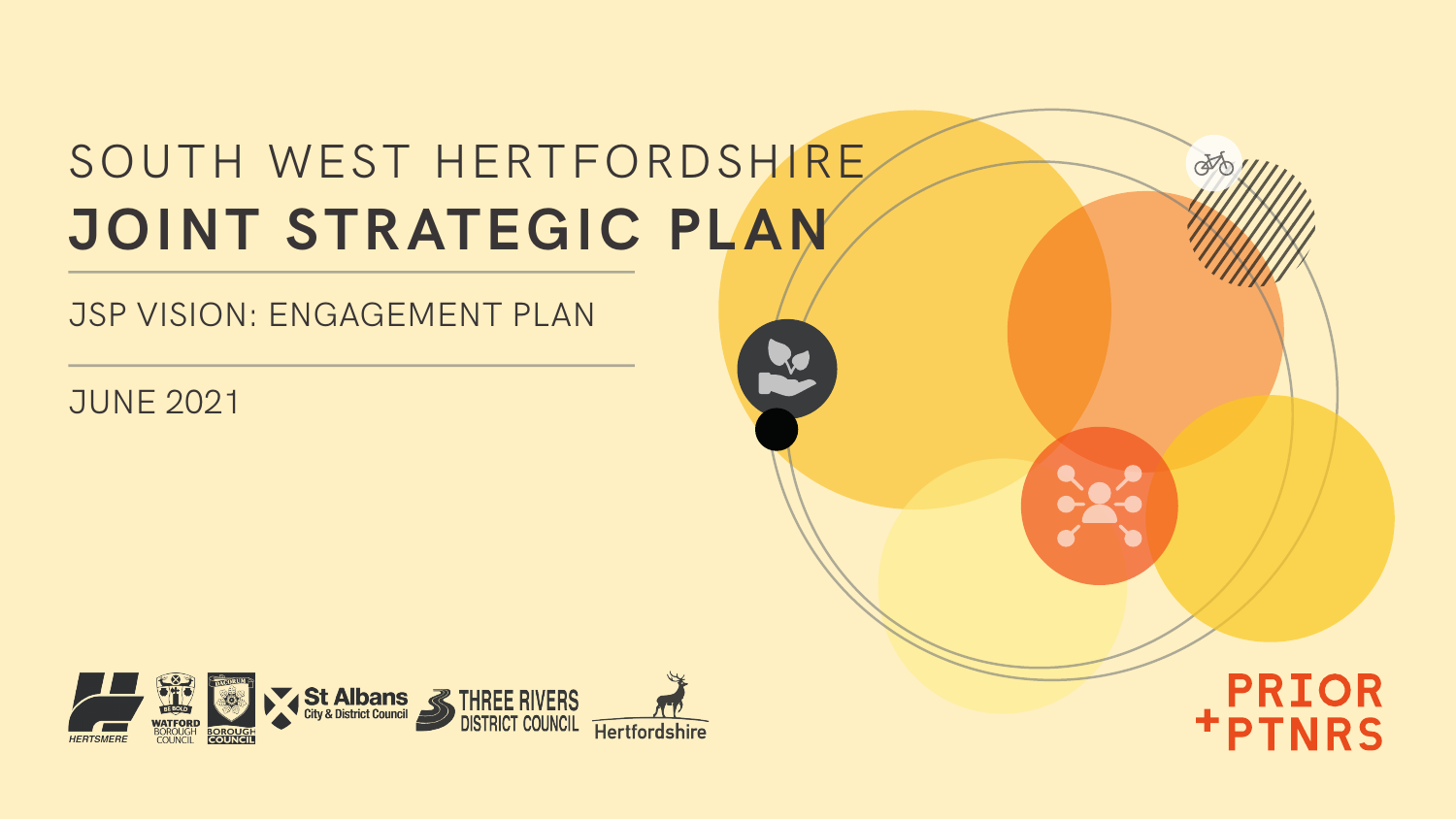# SOUTH WEST HERTFORDSHIRE

# JOINT STRATEGIC PLAN

## JSP VISION: ENGAGEMENT PLAN

JUNE 2021

HERTSMERE | WATFORD BOROUGH COUNCIL | DACORUM BOROUGH COUNCIL | St Albans City & District Council | THREE RIVERS DISTRICT COUNCIL | Hertfordshire

PRIOR + PTNRS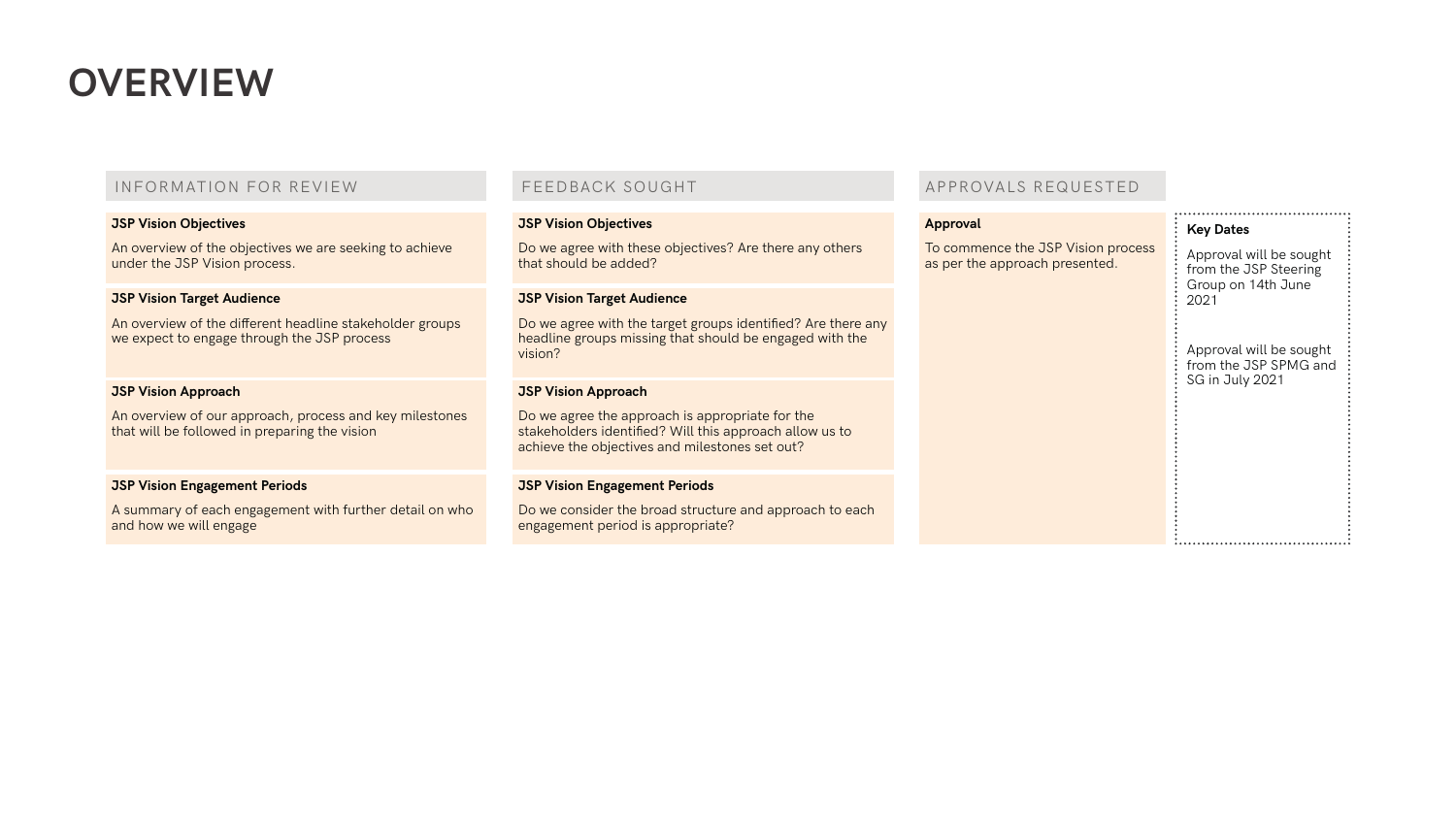# OVERVIEW

| INFORMATION FOR REVIEW | FEEDBACK SOUGHT | APPROVALS REQUESTED |
| --- | --- | --- |
| **JSP Vision Objectives**<br>An overview of the objectives we are seeking to achieve under the JSP Vision process. | **JSP Vision Objectives**<br>Do we agree with these objectives? Are there any others that should be added? | **Approval**<br>To commence the JSP Vision process as per the approach presented. |
| **JSP Vision Target Audience**<br>An overview of the different headline stakeholder groups we expect to engage through the JSP process | **JSP Vision Target Audience**<br>Do we agree with the target groups identified? Are there any headline groups missing that should be engaged with the vision? | |
| **JSP Vision Approach**<br>An overview of our approach, process and key milestones that will be followed in preparing the vision | **JSP Vision Approach**<br>Do we agree the approach is appropriate for the stakeholders identified? Will this approach allow us to achieve the objectives and milestones set out? | |
| **JSP Vision Engagement Periods**<br>A summary of each engagement with further detail on who and how we will engage | **JSP Vision Engagement Periods**<br>Do we consider the broad structure and approach to each engagement period is appropriate? | |

**Key Dates**

Approval will be sought from the JSP Steering Group on 14th June 2021

Approval will be sought from the JSP SPMG and SG in July 2021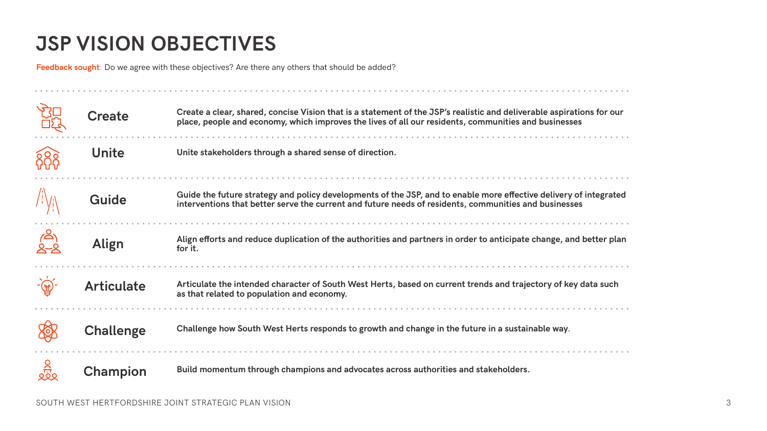# JSP VISION OBJECTIVES

**Feedback sought**: Do we agree with these objectives? Are there any others that should be added?

| Objective | Description |
|---|---|
| **Create** | **Create a clear, shared, concise Vision that is a statement of the JSP's realistic and deliverable aspirations for our place, people and economy, which improves the lives of all our residents, communities and businesses** |
| **Unite** | **Unite stakeholders through a shared sense of direction.** |
| **Guide** | **Guide the future strategy and policy developments of the JSP, and to enable more effective delivery of integrated interventions that better serve the current and future needs of residents, communities and businesses** |
| **Align** | **Align efforts and reduce duplication of the authorities and partners in order to anticipate change, and better plan for it.** |
| **Articulate** | **Articulate the intended character of South West Herts, based on current trends and trajectory of key data such as that related to population and economy.** |
| **Challenge** | **Challenge how South West Herts responds to growth and change in the future in a sustainable way.** |
| **Champion** | **Build momentum through champions and advocates across authorities and stakeholders.** |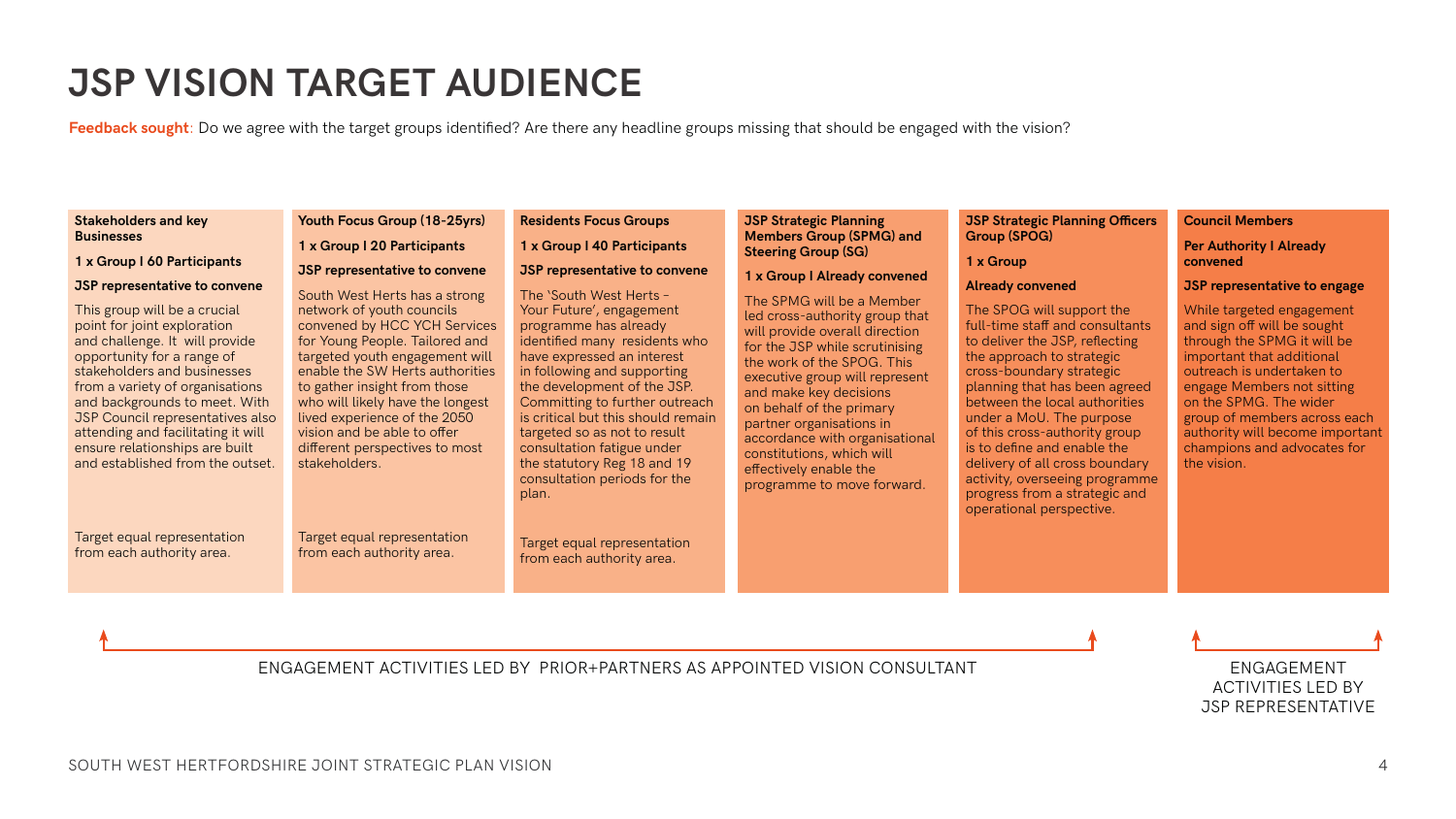# JSP VISION TARGET AUDIENCE

**Feedback sought**: Do we agree with the target groups identified? Are there any headline groups missing that should be engaged with the vision?

### Stakeholders and key Businesses

**1 x Group I 60 Participants**

**JSP representative to convene**

This group will be a crucial point for joint exploration and challenge. It will provide opportunity for a range of stakeholders and businesses from a variety of organisations and backgrounds to meet. With JSP Council representatives also attending and facilitating it will ensure relationships are built and established from the outset.

Target equal representation from each authority area.

### Youth Focus Group (18-25yrs)

**1 x Group I 20 Participants**

**JSP representative to convene**

South West Herts has a strong network of youth councils convened by HCC YCH Services for Young People. Tailored and targeted youth engagement will enable the SW Herts authorities to gather insight from those who will likely have the longest lived experience of the 2050 vision and be able to offer different perspectives to most stakeholders.

Target equal representation from each authority area.

### Residents Focus Groups

**1 x Group I 40 Participants**

**JSP representative to convene**

The 'South West Herts – Your Future', engagement programme has already identified many residents who have expressed an interest in following and supporting the development of the JSP. Committing to further outreach is critical but this should remain targeted so as not to result consultation fatigue under the statutory Reg 18 and 19 consultation periods for the plan.

Target equal representation from each authority area.

### JSP Strategic Planning Members Group (SPMG) and Steering Group (SG)

**1 x Group I Already convened**

The SPMG will be a Member led cross-authority group that will provide overall direction for the JSP while scrutinising the work of the SPOG. This executive group will represent and make key decisions on behalf of the primary partner organisations in accordance with organisational constitutions, which will effectively enable the programme to move forward.

### JSP Strategic Planning Officers Group (SPOG)

**1 x Group**

**Already convened**

The SPOG will support the full-time staff and consultants to deliver the JSP, reflecting the approach to strategic cross-boundary strategic planning that has been agreed between the local authorities under a MoU. The purpose of this cross-authority group is to define and enable the delivery of all cross boundary activity, overseeing programme progress from a strategic and operational perspective.

### Council Members

**Per Authority I Already convened**

**JSP representative to engage**

While targeted engagement and sign off will be sought through the SPMG it will be important that additional outreach is undertaken to engage Members not sitting on the SPMG. The wider group of members across each authority will become important champions and advocates for the vision.

ENGAGEMENT ACTIVITIES LED BY PRIOR+PARTNERS AS APPOINTED VISION CONSULTANT

ENGAGEMENT ACTIVITIES LED BY JSP REPRESENTATIVE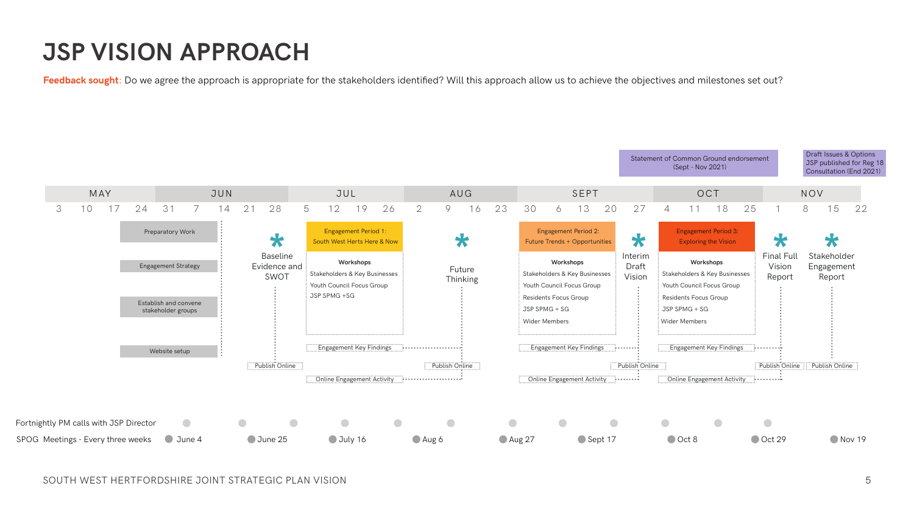# JSP VISION APPROACH

**Feedback sought**: Do we agree the approach is appropriate for the stakeholders identified? Will this approach allow us to achieve the objectives and milestones set out?

Statement of Common Ground endorsement (Sept - Nov 2021)

Draft Issues & Options JSP published for Reg 18 Consultation (End 2021)

| MAY | | | | JUN | | | | | JUL | | | | AUG | | | | SEPT | | | | | OCT | | | | NOV | | | |
|---|---|---|---|---|---|---|---|---|---|---|---|---|---|---|---|---|---|---|---|---|---|---|---|---|---|---|---|---|---|
| 3 | 10 | 17 | 24 | 31 | 7 | 14 | 21 | 28 | 5 | 12 | 19 | 26 | 2 | 9 | 16 | 23 | 30 | 6 | 13 | 20 | 27 | 4 | 11 | 18 | 25 | 1 | 8 | 15 | 22 |

**Preparatory Work**

- Preparatory Work
- Engagement Strategy
- Establish and convene stakeholder groups
- Website setup

**\* Baseline Evidence and SWOT** — Publish Online

**Engagement Period 1: South West Herts Here & Now**

Workshops
- Stakeholders & Key Businesses
- Youth Council Focus Group
- JSP SPMG +SG

Engagement Key Findings
Online Engagement Activity

**\* Future Thinking** — Publish Online

**Engagement Period 2: Future Trends + Opportunities**

Workshops
- Stakeholders & Key Businesses
- Youth Council Focus Group
- Residents Focus Group
- JSP SPMG + SG
- Wider Members

Engagement Key Findings
Online Engagement Activity

**\* Interim Draft Vision** — Publish Online

**Engagement Period 3: Exploring the Vision**

Workshops
- Stakeholders & Key Businesses
- Youth Council Focus Group
- Residents Focus Group
- JSP SPMG + SG
- Wider Members

Engagement Key Findings
Online Engagement Activity

**\* Final Full Vision Report** — Publish Online

**\* Stakeholder Engagement Report** — Publish Online

Fortnightly PM calls with JSP Director

SPOG Meetings - Every three weeks: June 4, June 25, July 16, Aug 6, Aug 27, Sept 17, Oct 8, Oct 29, Nov 19

SOUTH WEST HERTFORDSHIRE JOINT STRATEGIC PLAN VISION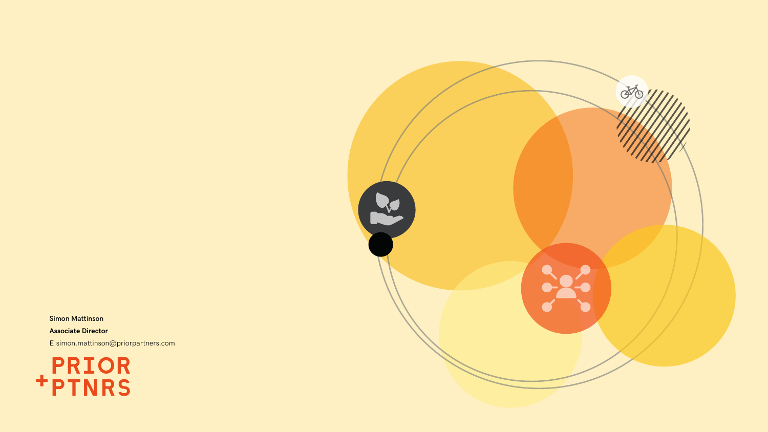**Simon Mattinson**

**Associate Director**

E:simon.mattinson@priorpartners.com

+PRIOR PTNRS